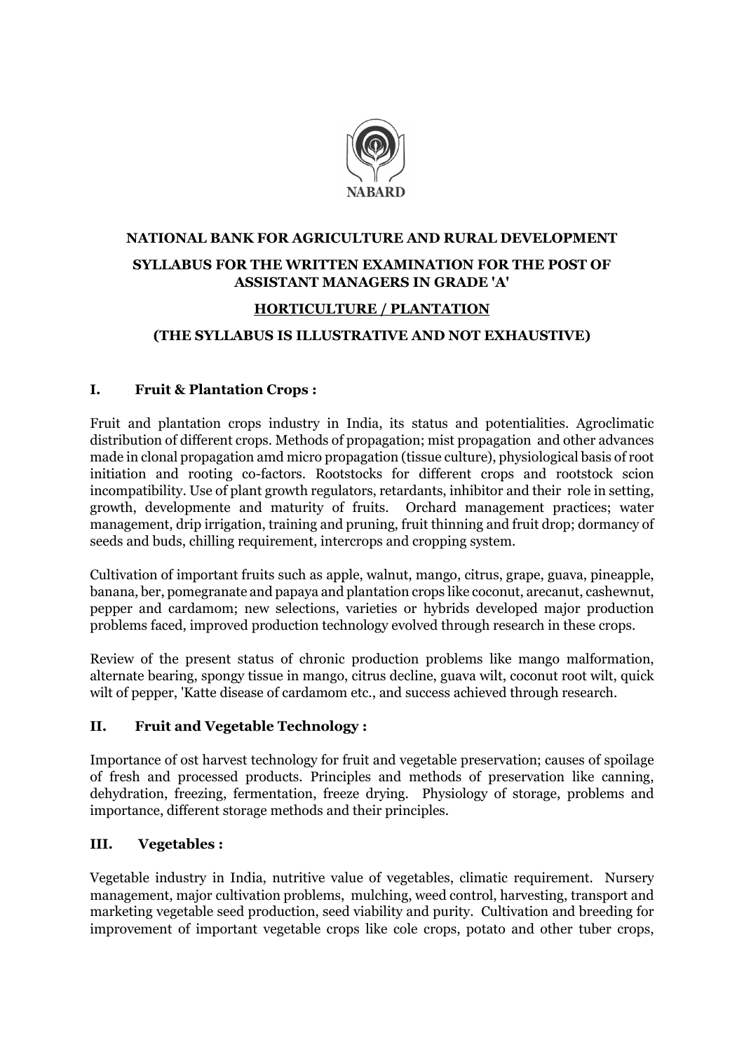NABARD

**NATIONAL BANK FOR AGRICULTURE AND RURAL DEVELOPMENT**

**SYLLABUS FOR THE WRITTEN EXAMINATION FOR THE POST OF ASSISTANT MANAGERS IN GRADE 'A'**

**HORTICULTURE / PLANTATION**

**(THE SYLLABUS IS ILLUSTRATIVE AND NOT EXHAUSTIVE)**

## I. Fruit & Plantation Crops :

Fruit and plantation crops industry in India, its status and potentialities. Agroclimatic distribution of different crops. Methods of propagation; mist propagation and other advances made in clonal propagation amd micro propagation (tissue culture), physiological basis of root initiation and rooting co-factors. Rootstocks for different crops and rootstock scion incompatibility. Use of plant growth regulators, retardants, inhibitor and their role in setting, growth, developmente and maturity of fruits. Orchard management practices; water management, drip irrigation, training and pruning, fruit thinning and fruit drop; dormancy of seeds and buds, chilling requirement, intercrops and cropping system.

Cultivation of important fruits such as apple, walnut, mango, citrus, grape, guava, pineapple, banana, ber, pomegranate and papaya and plantation crops like coconut, arecanut, cashewnut, pepper and cardamom; new selections, varieties or hybrids developed major production problems faced, improved production technology evolved through research in these crops.

Review of the present status of chronic production problems like mango malformation, alternate bearing, spongy tissue in mango, citrus decline, guava wilt, coconut root wilt, quick wilt of pepper, 'Katte disease of cardamom etc., and success achieved through research.

## II. Fruit and Vegetable Technology :

Importance of ost harvest technology for fruit and vegetable preservation; causes of spoilage of fresh and processed products. Principles and methods of preservation like canning, dehydration, freezing, fermentation, freeze drying. Physiology of storage, problems and importance, different storage methods and their principles.

## III. Vegetables :

Vegetable industry in India, nutritive value of vegetables, climatic requirement. Nursery management, major cultivation problems, mulching, weed control, harvesting, transport and marketing vegetable seed production, seed viability and purity. Cultivation and breeding for improvement of important vegetable crops like cole crops, potato and other tuber crops,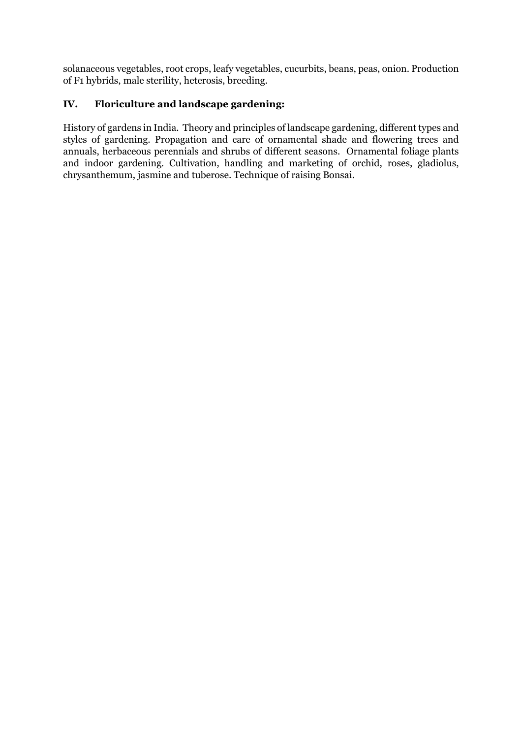solanaceous vegetables, root crops, leafy vegetables, cucurbits, beans, peas, onion. Production of F1 hybrids, male sterility, heterosis, breeding.

## IV. Floriculture and landscape gardening:

History of gardens in India. Theory and principles of landscape gardening, different types and styles of gardening. Propagation and care of ornamental shade and flowering trees and annuals, herbaceous perennials and shrubs of different seasons. Ornamental foliage plants and indoor gardening. Cultivation, handling and marketing of orchid, roses, gladiolus, chrysanthemum, jasmine and tuberose. Technique of raising Bonsai.